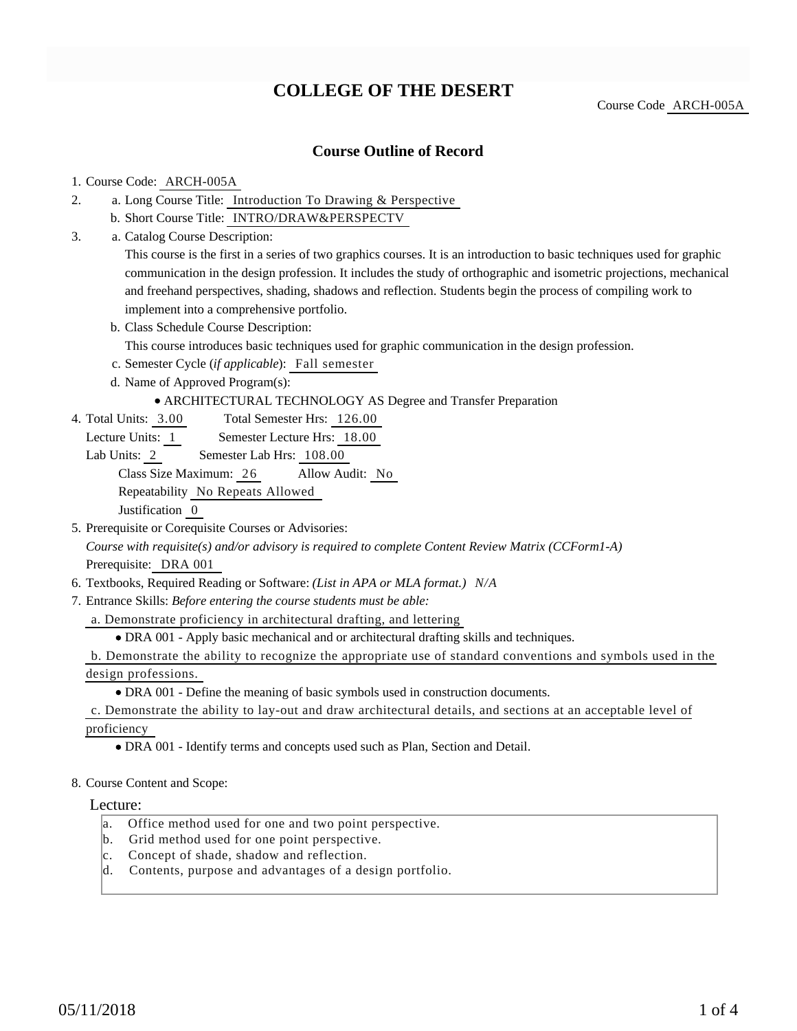# COLLEGE OF THE DESERT

Course Code ARCH-005A

## Course Outline of Record

1. Course Code: ARCH-005A
2. a. Long Course Title: Introduction To Drawing & Perspective
   b. Short Course Title: INTRO/DRAW&PERSPECTV
3. a. Catalog Course Description:
   This course is the first in a series of two graphics courses. It is an introduction to basic techniques used for graphic communication in the design profession. It includes the study of orthographic and isometric projections, mechanical and freehand perspectives, shading, shadows and reflection. Students begin the process of compiling work to implement into a comprehensive portfolio.
   b. Class Schedule Course Description:
   This course introduces basic techniques used for graphic communication in the design profession.
   c. Semester Cycle (*if applicable*): Fall semester
   d. Name of Approved Program(s):
   - ARCHITECTURAL TECHNOLOGY AS Degree and Transfer Preparation
4. Total Units: 3.00 Total Semester Hrs: 126.00
   Lecture Units: 1 Semester Lecture Hrs: 18.00
   Lab Units: 2 Semester Lab Hrs: 108.00
   Class Size Maximum: 26 Allow Audit: No
   Repeatability No Repeats Allowed
   Justification 0
5. Prerequisite or Corequisite Courses or Advisories:
   *Course with requisite(s) and/or advisory is required to complete Content Review Matrix (CCForm1-A)*
   Prerequisite: DRA 001
6. Textbooks, Required Reading or Software: *(List in APA or MLA format.) N/A*
7. Entrance Skills: *Before entering the course students must be able:*
   a. Demonstrate proficiency in architectural drafting, and lettering
   - DRA 001 - Apply basic mechanical and or architectural drafting skills and techniques.

   b. Demonstrate the ability to recognize the appropriate use of standard conventions and symbols used in the design professions.
   - DRA 001 - Define the meaning of basic symbols used in construction documents.

   c. Demonstrate the ability to lay-out and draw architectural details, and sections at an acceptable level of proficiency
   - DRA 001 - Identify terms and concepts used such as Plan, Section and Detail.

8. Course Content and Scope:

Lecture:

a. Office method used for one and two point perspective.
b. Grid method used for one point perspective.
c. Concept of shade, shadow and reflection.
d. Contents, purpose and advantages of a design portfolio.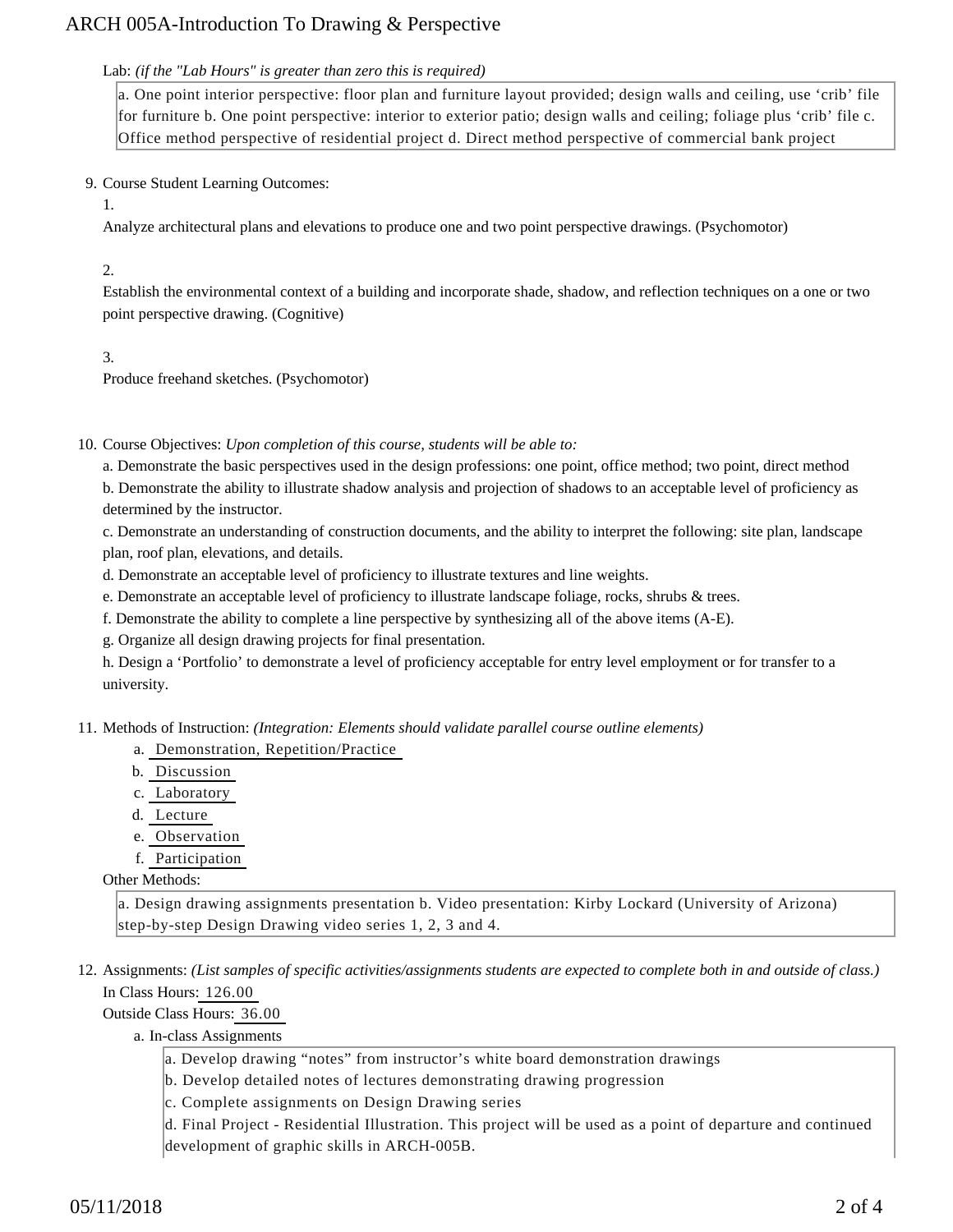Lab: *(if the "Lab Hours" is greater than zero this is required)*

a. One point interior perspective: floor plan and furniture layout provided; design walls and ceiling, use 'crib' file for furniture b. One point perspective: interior to exterior patio; design walls and ceiling; foliage plus 'crib' file c. Office method perspective of residential project d. Direct method perspective of commercial bank project

9. Course Student Learning Outcomes:

   1.
   Analyze architectural plans and elevations to produce one and two point perspective drawings. (Psychomotor)

   2.
   Establish the environmental context of a building and incorporate shade, shadow, and reflection techniques on a one or two point perspective drawing. (Cognitive)

   3.
   Produce freehand sketches. (Psychomotor)

10. Course Objectives: *Upon completion of this course, students will be able to:*

    a. Demonstrate the basic perspectives used in the design professions: one point, office method; two point, direct method
    b. Demonstrate the ability to illustrate shadow analysis and projection of shadows to an acceptable level of proficiency as determined by the instructor.
    c. Demonstrate an understanding of construction documents, and the ability to interpret the following: site plan, landscape plan, roof plan, elevations, and details.
    d. Demonstrate an acceptable level of proficiency to illustrate textures and line weights.
    e. Demonstrate an acceptable level of proficiency to illustrate landscape foliage, rocks, shrubs & trees.
    f. Demonstrate the ability to complete a line perspective by synthesizing all of the above items (A-E).
    g. Organize all design drawing projects for final presentation.
    h. Design a 'Portfolio' to demonstrate a level of proficiency acceptable for entry level employment or for transfer to a university.

11. Methods of Instruction: *(Integration: Elements should validate parallel course outline elements)*

    a. Demonstration, Repetition/Practice
    b. Discussion
    c. Laboratory
    d. Lecture
    e. Observation
    f. Participation

    Other Methods:

    a. Design drawing assignments presentation b. Video presentation: Kirby Lockard (University of Arizona) step-by-step Design Drawing video series 1, 2, 3 and 4.

12. Assignments: *(List samples of specific activities/assignments students are expected to complete both in and outside of class.)*

    In Class Hours: 126.00
    Outside Class Hours: 36.00

    a. In-class Assignments

    a. Develop drawing "notes" from instructor's white board demonstration drawings
    b. Develop detailed notes of lectures demonstrating drawing progression
    c. Complete assignments on Design Drawing series
    d. Final Project - Residential Illustration. This project will be used as a point of departure and continued development of graphic skills in ARCH-005B.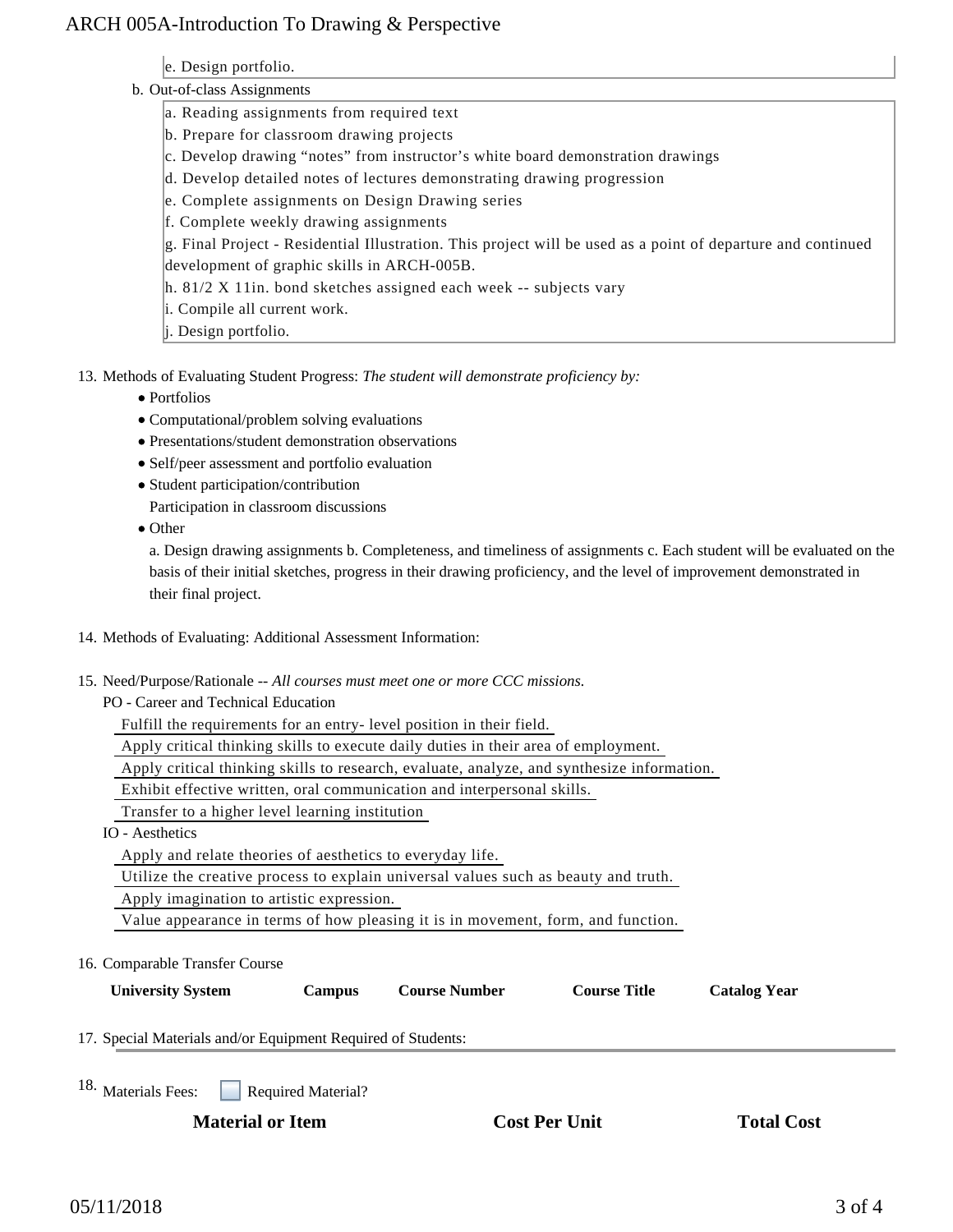e. Design portfolio.

b. Out-of-class Assignments

a. Reading assignments from required text
b. Prepare for classroom drawing projects
c. Develop drawing “notes” from instructor’s white board demonstration drawings
d. Develop detailed notes of lectures demonstrating drawing progression
e. Complete assignments on Design Drawing series
f. Complete weekly drawing assignments
g. Final Project - Residential Illustration. This project will be used as a point of departure and continued development of graphic skills in ARCH-005B.
h. 81/2 X 11in. bond sketches assigned each week -- subjects vary
i. Compile all current work.
j. Design portfolio.

13. Methods of Evaluating Student Progress: *The student will demonstrate proficiency by:*
    - Portfolios
    - Computational/problem solving evaluations
    - Presentations/student demonstration observations
    - Self/peer assessment and portfolio evaluation
    - Student participation/contribution
      Participation in classroom discussions
    - Other
      a. Design drawing assignments b. Completeness, and timeliness of assignments c. Each student will be evaluated on the basis of their initial sketches, progress in their drawing proficiency, and the level of improvement demonstrated in their final project.

14. Methods of Evaluating: Additional Assessment Information:

15. Need/Purpose/Rationale -- *All courses must meet one or more CCC missions.*

    PO - Career and Technical Education

    Fulfill the requirements for an entry- level position in their field.
    Apply critical thinking skills to execute daily duties in their area of employment.
    Apply critical thinking skills to research, evaluate, analyze, and synthesize information.
    Exhibit effective written, oral communication and interpersonal skills.
    Transfer to a higher level learning institution

    IO - Aesthetics

    Apply and relate theories of aesthetics to everyday life.
    Utilize the creative process to explain universal values such as beauty and truth.
    Apply imagination to artistic expression.
    Value appearance in terms of how pleasing it is in movement, form, and function.

16. Comparable Transfer Course

| University System | Campus | Course Number | Course Title | Catalog Year |
| --- | --- | --- | --- | --- |

17. Special Materials and/or Equipment Required of Students:

18. Materials Fees: ☐ Required Material?

| Material or Item | Cost Per Unit | Total Cost |
| --- | --- | --- |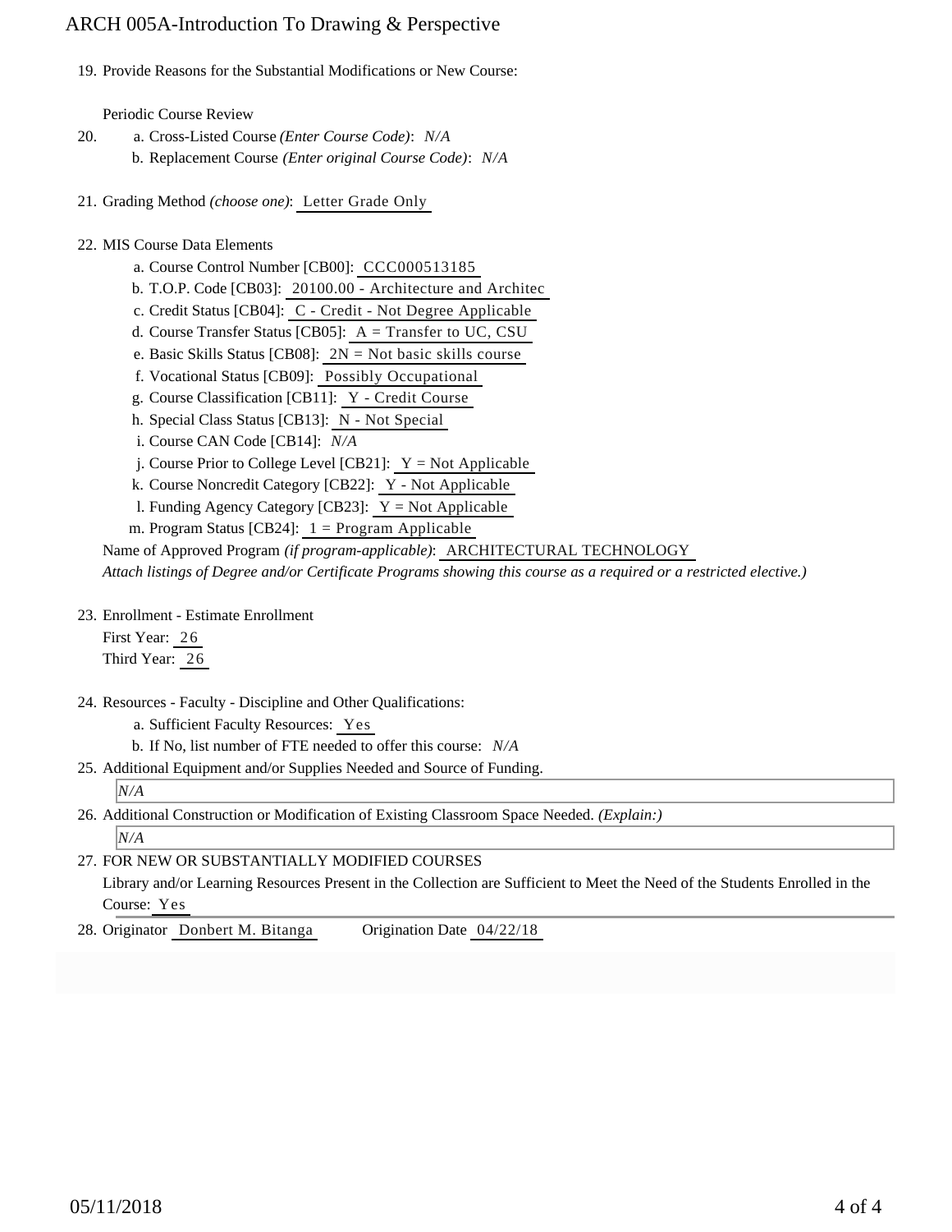19. Provide Reasons for the Substantial Modifications or New Course:

    Periodic Course Review

20. a. Cross-Listed Course *(Enter Course Code)*: *N/A*
    b. Replacement Course *(Enter original Course Code)*: *N/A*

21. Grading Method *(choose one)*: Letter Grade Only

22. MIS Course Data Elements
    a. Course Control Number [CB00]: CCC000513185
    b. T.O.P. Code [CB03]: 20100.00 - Architecture and Architec
    c. Credit Status [CB04]: C - Credit - Not Degree Applicable
    d. Course Transfer Status [CB05]: A = Transfer to UC, CSU
    e. Basic Skills Status [CB08]: 2N = Not basic skills course
    f. Vocational Status [CB09]: Possibly Occupational
    g. Course Classification [CB11]: Y - Credit Course
    h. Special Class Status [CB13]: N - Not Special
    i. Course CAN Code [CB14]: *N/A*
    j. Course Prior to College Level [CB21]: Y = Not Applicable
    k. Course Noncredit Category [CB22]: Y - Not Applicable
    l. Funding Agency Category [CB23]: Y = Not Applicable
    m. Program Status [CB24]: 1 = Program Applicable

    Name of Approved Program *(if program-applicable)*: ARCHITECTURAL TECHNOLOGY

    *Attach listings of Degree and/or Certificate Programs showing this course as a required or a restricted elective.)*

23. Enrollment - Estimate Enrollment
    First Year: 26
    Third Year: 26

24. Resources - Faculty - Discipline and Other Qualifications:
    a. Sufficient Faculty Resources: Yes
    b. If No, list number of FTE needed to offer this course: *N/A*

25. Additional Equipment and/or Supplies Needed and Source of Funding.

    *N/A*

26. Additional Construction or Modification of Existing Classroom Space Needed. *(Explain:)*

    *N/A*

27. FOR NEW OR SUBSTANTIALLY MODIFIED COURSES

    Library and/or Learning Resources Present in the Collection are Sufficient to Meet the Need of the Students Enrolled in the Course: Yes

28. Originator Donbert M. Bitanga    Origination Date 04/22/18